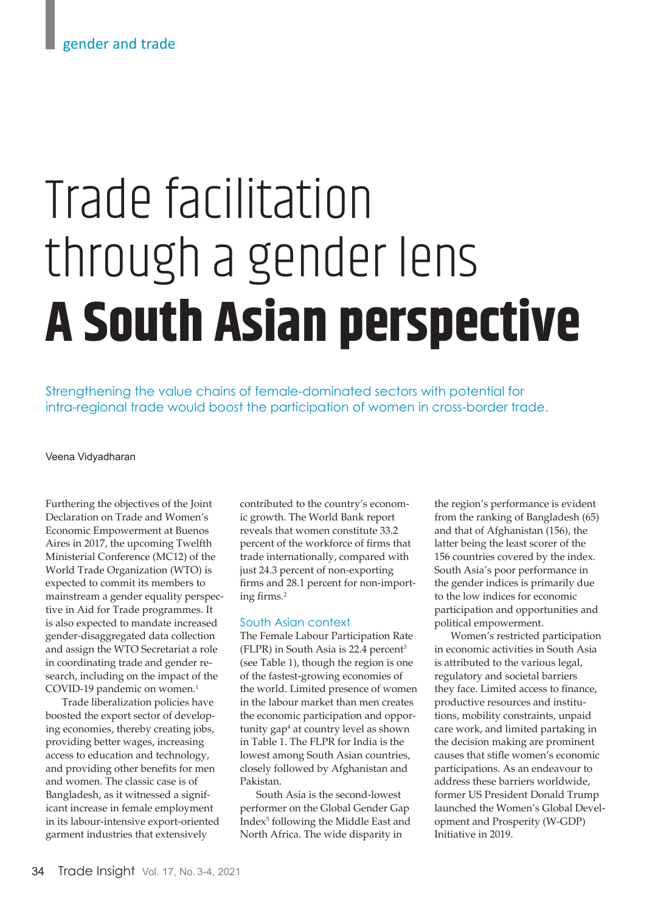gender and trade

# Trade facilitation through a gender lens
# **A South Asian perspective**

Strengthening the value chains of female-dominated sectors with potential for intra-regional trade would boost the participation of women in cross-border trade.

Veena Vidyadharan

Furthering the objectives of the Joint Declaration on Trade and Women's Economic Empowerment at Buenos Aires in 2017, the upcoming Twelfth Ministerial Conference (MC12) of the World Trade Organization (WTO) is expected to commit its members to mainstream a gender equality perspective in Aid for Trade programmes. It is also expected to mandate increased gender-disaggregated data collection and assign the WTO Secretariat a role in coordinating trade and gender research, including on the impact of the COVID-19 pandemic on women.[1]

Trade liberalization policies have boosted the export sector of developing economies, thereby creating jobs, providing better wages, increasing access to education and technology, and providing other benefits for men and women. The classic case is of Bangladesh, as it witnessed a significant increase in female employment in its labour-intensive export-oriented garment industries that extensively contributed to the country's economic growth. The World Bank report reveals that women constitute 33.2 percent of the workforce of firms that trade internationally, compared with just 24.3 percent of non-exporting firms and 28.1 percent for non-importing firms.[2]

## South Asian context

The Female Labour Participation Rate (FLPR) in South Asia is 22.4 percent[3] (see Table 1), though the region is one of the fastest-growing economies of the world. Limited presence of women in the labour market than men creates the economic participation and opportunity gap[4] at country level as shown in Table 1. The FLPR for India is the lowest among South Asian countries, closely followed by Afghanistan and Pakistan.

South Asia is the second-lowest performer on the Global Gender Gap Index[5] following the Middle East and North Africa. The wide disparity in the region's performance is evident from the ranking of Bangladesh (65) and that of Afghanistan (156), the latter being the least scorer of the 156 countries covered by the index. South Asia's poor performance in the gender indices is primarily due to the low indices for economic participation and opportunities and political empowerment.

Women's restricted participation in economic activities in South Asia is attributed to the various legal, regulatory and societal barriers they face. Limited access to finance, productive resources and institutions, mobility constraints, unpaid care work, and limited partaking in the decision making are prominent causes that stifle women's economic participations. As an endeavour to address these barriers worldwide, former US President Donald Trump launched the Women's Global Development and Prosperity (W-GDP) Initiative in 2019.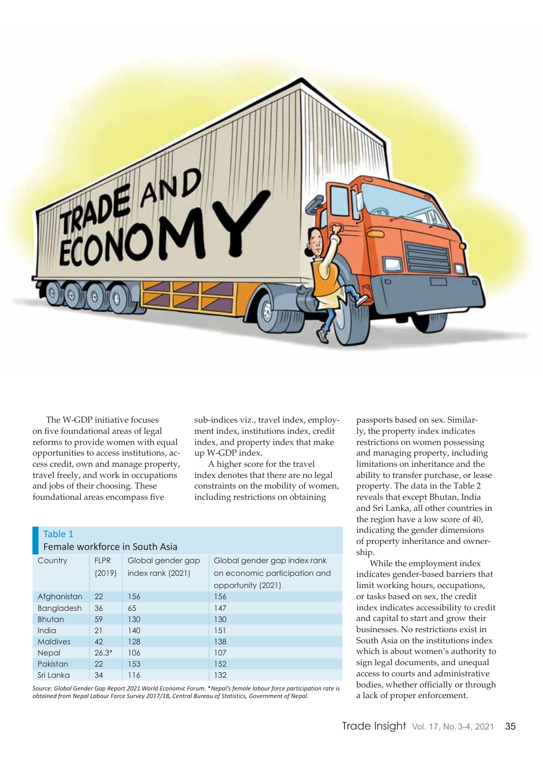The W-GDP initiative focuses on five foundational areas of legal reforms to provide women with equal opportunities to access institutions, access credit, own and manage property, travel freely, and work in occupations and jobs of their choosing. These foundational areas encompass five sub-indices viz., travel index, employment index, institutions index, credit index, and property index that make up W-GDP index.

A higher score for the travel index denotes that there are no legal constraints on the mobility of women, including restrictions on obtaining passports based on sex. Similarly, the property index indicates restrictions on women possessing and managing property, including limitations on inheritance and the ability to transfer purchase, or lease property. The data in the Table 2 reveals that except Bhutan, India and Sri Lanka, all other countries in the region have a low score of 40, indicating the gender dimensions of property inheritance and ownership.

While the employment index indicates gender-based barriers that limit working hours, occupations, or tasks based on sex, the credit index indicates accessibility to credit and capital to start and grow their businesses. No restrictions exist in South Asia on the institutions index which is about women's authority to sign legal documents, and unequal access to courts and administrative bodies, whether officially or through a lack of proper enforcement.

**Table 1**
**Female workforce in South Asia**

| Country | FLPR (2019) | Global gender gap index rank (2021) | Global gender gap index rank on economic participation and opportunity (2021) |
|---|---|---|---|
| Afghanistan | 22 | 156 | 156 |
| Bangladesh | 36 | 65 | 147 |
| Bhutan | 59 | 130 | 130 |
| India | 21 | 140 | 151 |
| Maldives | 42 | 128 | 138 |
| Nepal | 26.3* | 106 | 107 |
| Pakistan | 22 | 153 | 152 |
| Sri Lanka | 34 | 116 | 132 |

*Source: Global Gender Gap Report 2021.World Economic Forum. *Nepal's female labour force participation rate is obtained from Nepal Labour Force Survey 2017/18, Central Bureau of Statistics, Government of Nepal.*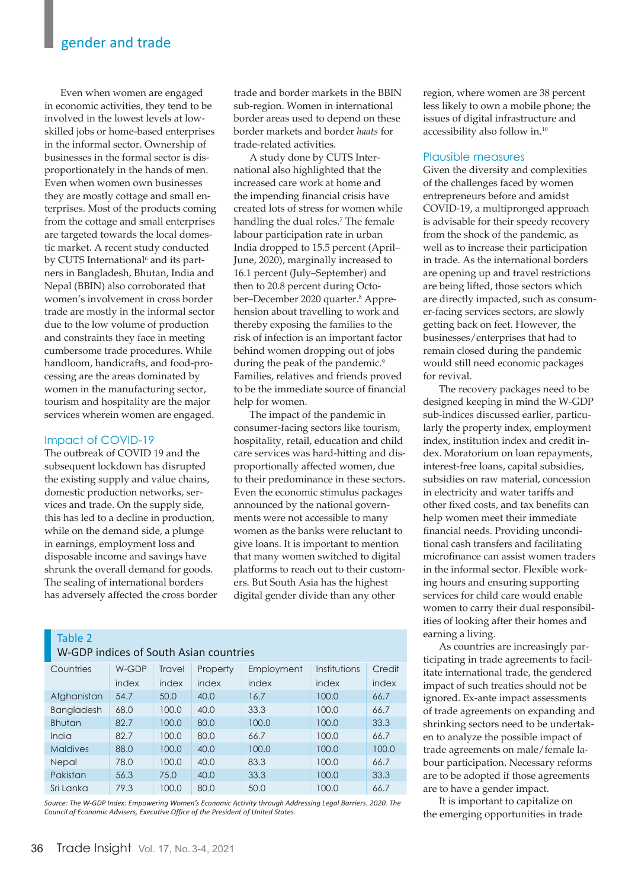Even when women are engaged in economic activities, they tend to be involved in the lowest levels at low-skilled jobs or home-based enterprises in the informal sector. Ownership of businesses in the formal sector is disproportionately in the hands of men. Even when women own businesses they are mostly cottage and small enterprises. Most of the products coming from the cottage and small enterprises are targeted towards the local domestic market. A recent study conducted by CUTS International[6] and its partners in Bangladesh, Bhutan, India and Nepal (BBIN) also corroborated that women's involvement in cross border trade are mostly in the informal sector due to the low volume of production and constraints they face in meeting cumbersome trade procedures. While handloom, handicrafts, and food-processing are the areas dominated by women in the manufacturing sector, tourism and hospitality are the major services wherein women are engaged.

## Impact of COVID-19

The outbreak of COVID 19 and the subsequent lockdown has disrupted the existing supply and value chains, domestic production networks, services and trade. On the supply side, this has led to a decline in production, while on the demand side, a plunge in earnings, employment loss and disposable income and savings have shrunk the overall demand for goods. The sealing of international borders has adversely affected the cross border trade and border markets in the BBIN sub-region. Women in international border areas used to depend on these border markets and border *haats* for trade-related activities.

A study done by CUTS International also highlighted that the increased care work at home and the impending financial crisis have created lots of stress for women while handling the dual roles.[7] The female labour participation rate in urban India dropped to 15.5 percent (April–June, 2020), marginally increased to 16.1 percent (July–September) and then to 20.8 percent during October–December 2020 quarter.[8] Apprehension about travelling to work and thereby exposing the families to the risk of infection is an important factor behind women dropping out of jobs during the peak of the pandemic.[9] Families, relatives and friends proved to be the immediate source of financial help for women.

The impact of the pandemic in consumer-facing sectors like tourism, hospitality, retail, education and child care services was hard-hitting and disproportionally affected women, due to their predominance in these sectors. Even the economic stimulus packages announced by the national governments were not accessible to many women as the banks were reluctant to give loans. It is important to mention that many women switched to digital platforms to reach out to their customers. But South Asia has the highest digital gender divide than any other region, where women are 38 percent less likely to own a mobile phone; the issues of digital infrastructure and accessibility also follow in.[10]

**Table 2**
**W-GDP indices of South Asian countries**

| Countries | W-GDP index | Travel index | Property index | Employment index | Institutions index | Credit index |
|---|---|---|---|---|---|---|
| Afghanistan | 54.7 | 50.0 | 40.0 | 16.7 | 100.0 | 66.7 |
| Bangladesh | 68.0 | 100.0 | 40.0 | 33.3 | 100.0 | 66.7 |
| Bhutan | 82.7 | 100.0 | 80.0 | 100.0 | 100.0 | 33.3 |
| India | 82.7 | 100.0 | 80.0 | 66.7 | 100.0 | 66.7 |
| Maldives | 88.0 | 100.0 | 40.0 | 100.0 | 100.0 | 100.0 |
| Nepal | 78.0 | 100.0 | 40.0 | 83.3 | 100.0 | 66.7 |
| Pakistan | 56.3 | 75.0 | 40.0 | 33.3 | 100.0 | 33.3 |
| Sri Lanka | 79.3 | 100.0 | 80.0 | 50.0 | 100.0 | 66.7 |

*Source: The W-GDP Index: Empowering Women's Economic Activity through Addressing Legal Barriers. 2020. The Council of Economic Advisers, Executive Office of the President of United States.*

## Plausible measures

Given the diversity and complexities of the challenges faced by women entrepreneurs before and amidst COVID-19, a multipronged approach is advisable for their speedy recovery from the shock of the pandemic, as well as to increase their participation in trade. As the international borders are opening up and travel restrictions are being lifted, those sectors which are directly impacted, such as consumer-facing services sectors, are slowly getting back on feet. However, the businesses/enterprises that had to remain closed during the pandemic would still need economic packages for revival.

The recovery packages need to be designed keeping in mind the W-GDP sub-indices discussed earlier, particularly the property index, employment index, institution index and credit index. Moratorium on loan repayments, interest-free loans, capital subsidies, subsidies on raw material, concession in electricity and water tariffs and other fixed costs, and tax benefits can help women meet their immediate financial needs. Providing unconditional cash transfers and facilitating microfinance can assist women traders in the informal sector. Flexible working hours and ensuring supporting services for child care would enable women to carry their dual responsibilities of looking after their homes and earning a living.

As countries are increasingly participating in trade agreements to facilitate international trade, the gendered impact of such treaties should not be ignored. Ex-ante impact assessments of trade agreements on expanding and shrinking sectors need to be undertaken to analyze the possible impact of trade agreements on male/female labour participation. Necessary reforms are to be adopted if those agreements are to have a gender impact.

It is important to capitalize on the emerging opportunities in trade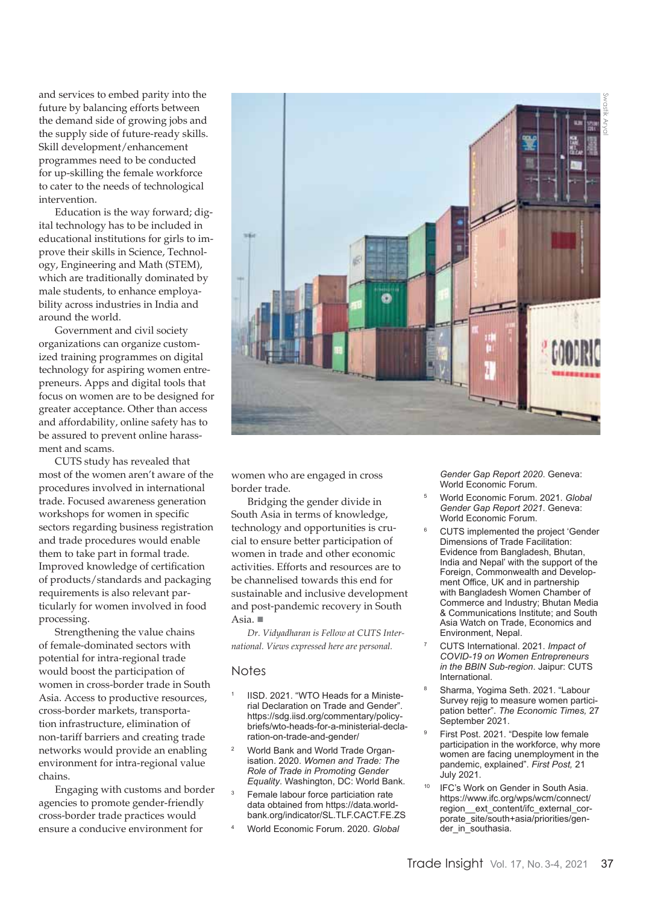and services to embed parity into the future by balancing efforts between the demand side of growing jobs and the supply side of future-ready skills. Skill development/enhancement programmes need to be conducted for up-skilling the female workforce to cater to the needs of technological intervention.

Education is the way forward; digital technology has to be included in educational institutions for girls to improve their skills in Science, Technology, Engineering and Math (STEM), which are traditionally dominated by male students, to enhance employability across industries in India and around the world.

Government and civil society organizations can organize customized training programmes on digital technology for aspiring women entrepreneurs. Apps and digital tools that focus on women are to be designed for greater acceptance. Other than access and affordability, online safety has to be assured to prevent online harassment and scams.

CUTS study has revealed that most of the women aren't aware of the procedures involved in international trade. Focused awareness generation workshops for women in specific sectors regarding business registration and trade procedures would enable them to take part in formal trade. Improved knowledge of certification of products/standards and packaging requirements is also relevant particularly for women involved in food processing.

Strengthening the value chains of female-dominated sectors with potential for intra-regional trade would boost the participation of women in cross-border trade in South Asia. Access to productive resources, cross-border markets, transportation infrastructure, elimination of non-tariff barriers and creating trade networks would provide an enabling environment for intra-regional value chains.

Engaging with customs and border agencies to promote gender-friendly cross-border trade practices would ensure a conducive environment for women who are engaged in cross border trade.

Bridging the gender divide in South Asia in terms of knowledge, technology and opportunities is crucial to ensure better participation of women in trade and other economic activities. Efforts and resources are to be channelised towards this end for sustainable and inclusive development and post-pandemic recovery in South Asia. ■

*Dr. Vidyadharan is Fellow at CUTS International. Views expressed here are personal.*

## Notes

1. IISD. 2021. "WTO Heads for a Ministerial Declaration on Trade and Gender". https://sdg.iisd.org/commentary/policy-briefs/wto-heads-for-a-ministerial-declaration-on-trade-and-gender/
2. World Bank and World Trade Organisation. 2020. *Women and Trade: The Role of Trade in Promoting Gender Equality*. Washington, DC: World Bank.
3. Female labour force particiation rate data obtained from https://data.worldbank.org/indicator/SL.TLF.CACT.FE.ZS
4. World Economic Forum. 2020. *Global Gender Gap Report 2020*. Geneva: World Economic Forum.
5. World Economic Forum. 2021. *Global Gender Gap Report 2021*. Geneva: World Economic Forum.
6. CUTS implemented the project 'Gender Dimensions of Trade Facilitation: Evidence from Bangladesh, Bhutan, India and Nepal' with the support of the Foreign, Commonwealth and Development Office, UK and in partnership with Bangladesh Women Chamber of Commerce and Industry; Bhutan Media & Communications Institute; and South Asia Watch on Trade, Economics and Environment, Nepal.
7. CUTS International. 2021. *Impact of COVID-19 on Women Entrepreneurs in the BBIN Sub-region*. Jaipur: CUTS International.
8. Sharma, Yogima Seth. 2021. "Labour Survey rejig to measure women participation better". *The Economic Times,* 27 September 2021.
9. First Post. 2021. "Despite low female participation in the workforce, why more women are facing unemployment in the pandemic, explained". *First Post,* 21 July 2021.
10. IFC's Work on Gender in South Asia. https://www.ifc.org/wps/wcm/connect/region__ext_content/ifc_external_corporate_site/south+asia/priorities/gender_in_southasia.